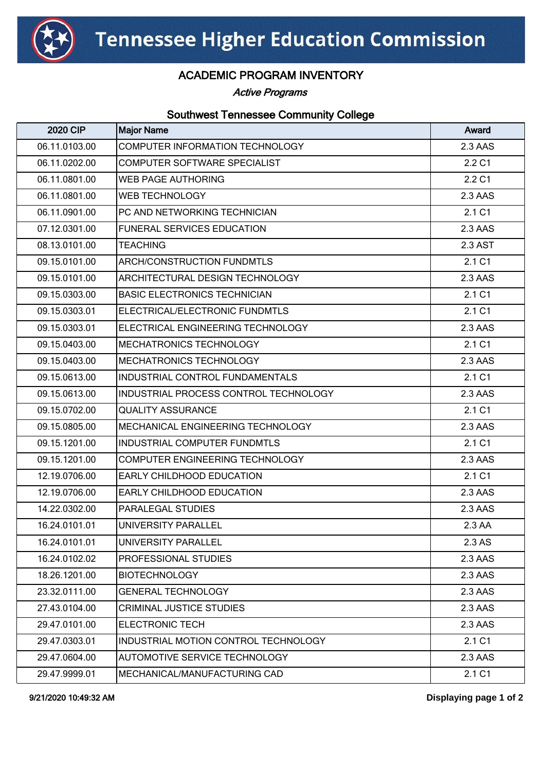# Tennessee Higher Education Commission

## ACADEMIC PROGRAM INVENTORY

*Active Programs*

### Southwest Tennessee Community College

| 2020 CIP | Major Name | Award |
|---|---|---|
| 06.11.0103.00 | COMPUTER INFORMATION TECHNOLOGY | 2.3 AAS |
| 06.11.0202.00 | COMPUTER SOFTWARE SPECIALIST | 2.2 C1 |
| 06.11.0801.00 | WEB PAGE AUTHORING | 2.2 C1 |
| 06.11.0801.00 | WEB TECHNOLOGY | 2.3 AAS |
| 06.11.0901.00 | PC AND NETWORKING TECHNICIAN | 2.1 C1 |
| 07.12.0301.00 | FUNERAL SERVICES EDUCATION | 2.3 AAS |
| 08.13.0101.00 | TEACHING | 2.3 AST |
| 09.15.0101.00 | ARCH/CONSTRUCTION FUNDMTLS | 2.1 C1 |
| 09.15.0101.00 | ARCHITECTURAL DESIGN TECHNOLOGY | 2.3 AAS |
| 09.15.0303.00 | BASIC ELECTRONICS TECHNICIAN | 2.1 C1 |
| 09.15.0303.01 | ELECTRICAL/ELECTRONIC FUNDMTLS | 2.1 C1 |
| 09.15.0303.01 | ELECTRICAL ENGINEERING TECHNOLOGY | 2.3 AAS |
| 09.15.0403.00 | MECHATRONICS TECHNOLOGY | 2.1 C1 |
| 09.15.0403.00 | MECHATRONICS TECHNOLOGY | 2.3 AAS |
| 09.15.0613.00 | INDUSTRIAL CONTROL FUNDAMENTALS | 2.1 C1 |
| 09.15.0613.00 | INDUSTRIAL PROCESS CONTROL TECHNOLOGY | 2.3 AAS |
| 09.15.0702.00 | QUALITY ASSURANCE | 2.1 C1 |
| 09.15.0805.00 | MECHANICAL ENGINEERING TECHNOLOGY | 2.3 AAS |
| 09.15.1201.00 | INDUSTRIAL COMPUTER FUNDMTLS | 2.1 C1 |
| 09.15.1201.00 | COMPUTER ENGINEERING TECHNOLOGY | 2.3 AAS |
| 12.19.0706.00 | EARLY CHILDHOOD EDUCATION | 2.1 C1 |
| 12.19.0706.00 | EARLY CHILDHOOD EDUCATION | 2.3 AAS |
| 14.22.0302.00 | PARALEGAL STUDIES | 2.3 AAS |
| 16.24.0101.01 | UNIVERSITY PARALLEL | 2.3 AA |
| 16.24.0101.01 | UNIVERSITY PARALLEL | 2.3 AS |
| 16.24.0102.02 | PROFESSIONAL STUDIES | 2.3 AAS |
| 18.26.1201.00 | BIOTECHNOLOGY | 2.3 AAS |
| 23.32.0111.00 | GENERAL TECHNOLOGY | 2.3 AAS |
| 27.43.0104.00 | CRIMINAL JUSTICE STUDIES | 2.3 AAS |
| 29.47.0101.00 | ELECTRONIC TECH | 2.3 AAS |
| 29.47.0303.01 | INDUSTRIAL MOTION CONTROL TECHNOLOGY | 2.1 C1 |
| 29.47.0604.00 | AUTOMOTIVE SERVICE TECHNOLOGY | 2.3 AAS |
| 29.47.9999.01 | MECHANICAL/MANUFACTURING CAD | 2.1 C1 |

9/21/2020 10:49:32 AM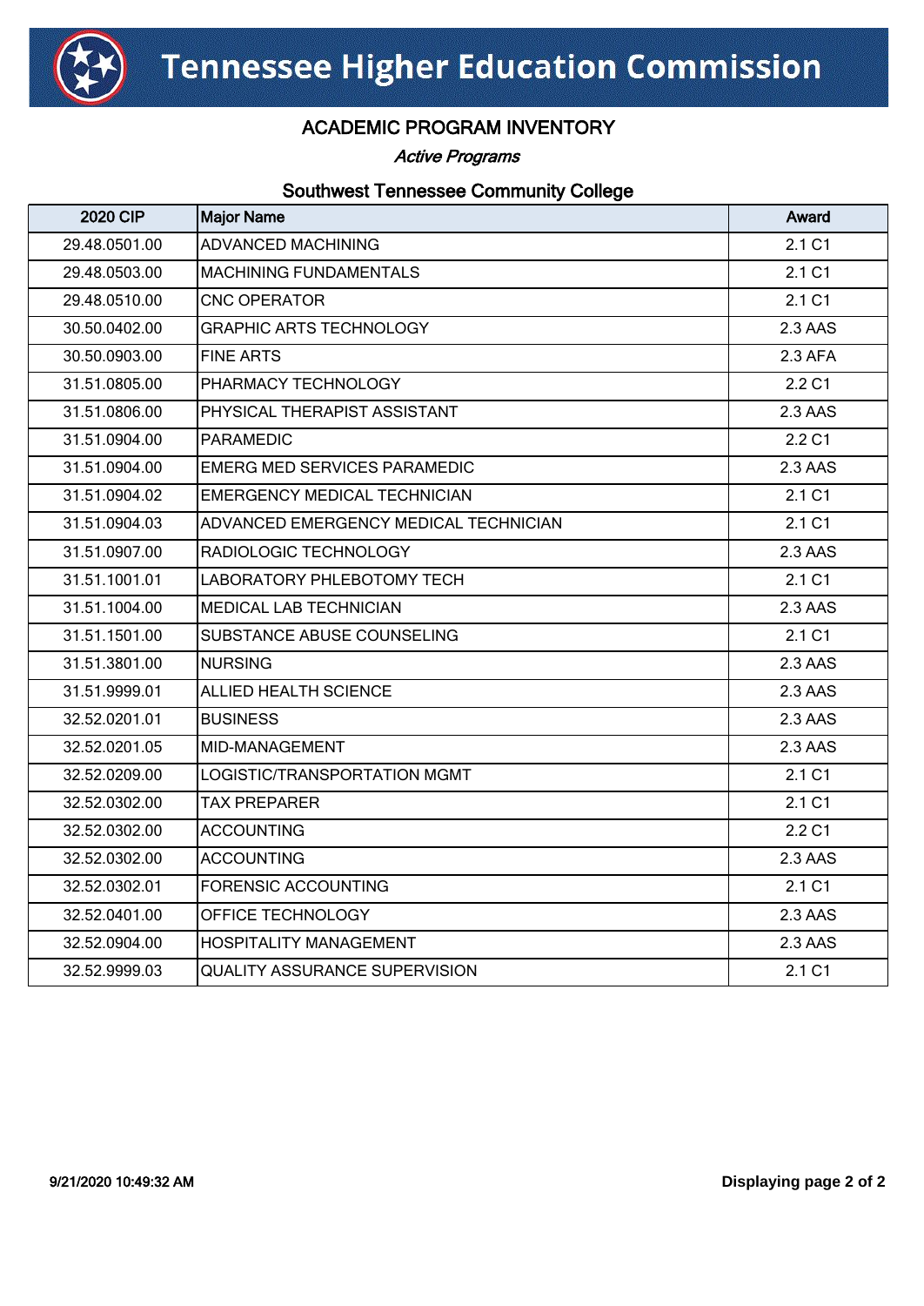# Tennessee Higher Education Commission

## ACADEMIC PROGRAM INVENTORY

*Active Programs*

### Southwest Tennessee Community College

| 2020 CIP | Major Name | Award |
|---|---|---|
| 29.48.0501.00 | ADVANCED MACHINING | 2.1 C1 |
| 29.48.0503.00 | MACHINING FUNDAMENTALS | 2.1 C1 |
| 29.48.0510.00 | CNC OPERATOR | 2.1 C1 |
| 30.50.0402.00 | GRAPHIC ARTS TECHNOLOGY | 2.3 AAS |
| 30.50.0903.00 | FINE ARTS | 2.3 AFA |
| 31.51.0805.00 | PHARMACY TECHNOLOGY | 2.2 C1 |
| 31.51.0806.00 | PHYSICAL THERAPIST ASSISTANT | 2.3 AAS |
| 31.51.0904.00 | PARAMEDIC | 2.2 C1 |
| 31.51.0904.00 | EMERG MED SERVICES PARAMEDIC | 2.3 AAS |
| 31.51.0904.02 | EMERGENCY MEDICAL TECHNICIAN | 2.1 C1 |
| 31.51.0904.03 | ADVANCED EMERGENCY MEDICAL TECHNICIAN | 2.1 C1 |
| 31.51.0907.00 | RADIOLOGIC TECHNOLOGY | 2.3 AAS |
| 31.51.1001.01 | LABORATORY PHLEBOTOMY TECH | 2.1 C1 |
| 31.51.1004.00 | MEDICAL LAB TECHNICIAN | 2.3 AAS |
| 31.51.1501.00 | SUBSTANCE ABUSE COUNSELING | 2.1 C1 |
| 31.51.3801.00 | NURSING | 2.3 AAS |
| 31.51.9999.01 | ALLIED HEALTH SCIENCE | 2.3 AAS |
| 32.52.0201.01 | BUSINESS | 2.3 AAS |
| 32.52.0201.05 | MID-MANAGEMENT | 2.3 AAS |
| 32.52.0209.00 | LOGISTIC/TRANSPORTATION MGMT | 2.1 C1 |
| 32.52.0302.00 | TAX PREPARER | 2.1 C1 |
| 32.52.0302.00 | ACCOUNTING | 2.2 C1 |
| 32.52.0302.00 | ACCOUNTING | 2.3 AAS |
| 32.52.0302.01 | FORENSIC ACCOUNTING | 2.1 C1 |
| 32.52.0401.00 | OFFICE TECHNOLOGY | 2.3 AAS |
| 32.52.0904.00 | HOSPITALITY MANAGEMENT | 2.3 AAS |
| 32.52.9999.03 | QUALITY ASSURANCE SUPERVISION | 2.1 C1 |

**9/21/2020 10:49:32 AM**